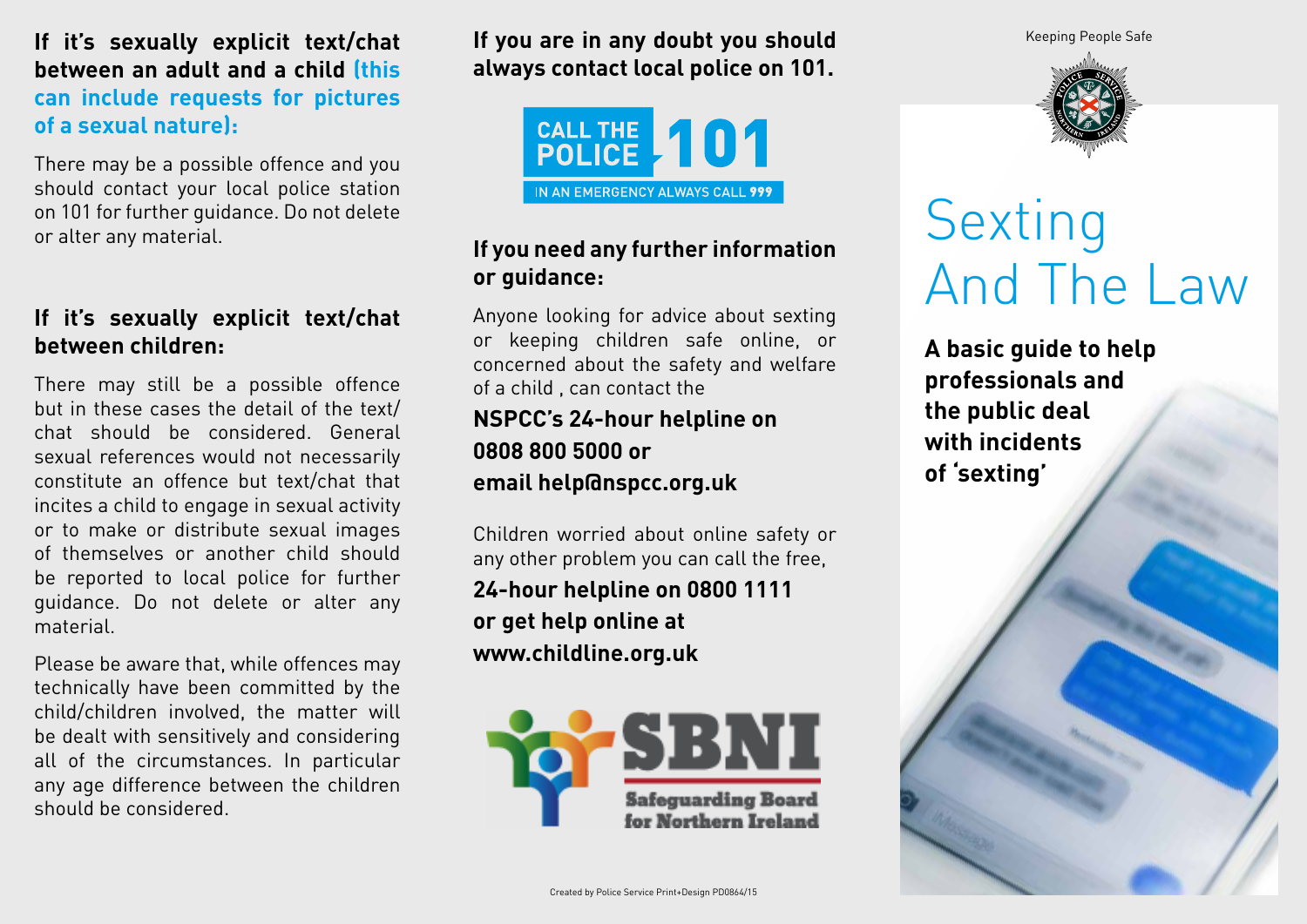**If it's sexually explicit text/chat between an adult and a child (this can include requests for pictures of a sexual nature):**

There may be a possible offence and you should contact your local police station on 101 for further guidance. Do not delete or alter any material.

**If it's sexually explicit text/chat between children:**

There may still be a possible offence but in these cases the detail of the text/chat should be considered. General sexual references would not necessarily constitute an offence but text/chat that incites a child to engage in sexual activity or to make or distribute sexual images of themselves or another child should be reported to local police for further guidance. Do not delete or alter any material.

Please be aware that, while offences may technically have been committed by the child/children involved, the matter will be dealt with sensitively and considering all of the circumstances. In particular any age difference between the children should be considered.

**If you are in any doubt you should always contact local police on 101.**

CALL THE POLICE 101

IN AN EMERGENCY ALWAYS CALL 999

**If you need any further information or guidance:**

Anyone looking for advice about sexting or keeping children safe online, or concerned about the safety and welfare of a child , can contact the

**NSPCC's 24-hour helpline on 0808 800 5000 or email help@nspcc.org.uk**

Children worried about online safety or any other problem you can call the free,

**24-hour helpline on 0800 1111 or get help online at www.childline.org.uk**

SBNI – Safeguarding Board for Northern Ireland

Created by Police Service Print+Design PD0864/15

Keeping People Safe

# Sexting And The Law

**A basic guide to help professionals and the public deal with incidents of 'sexting'**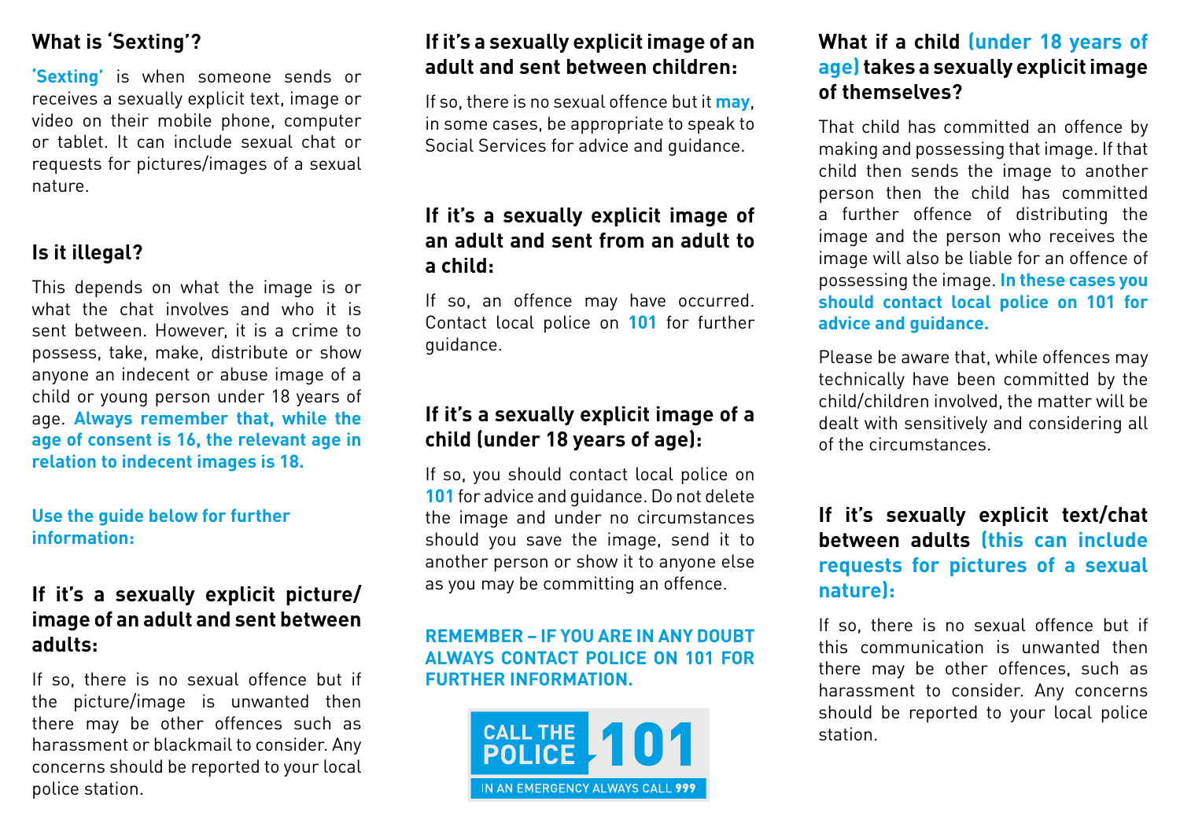## What is 'Sexting'?

**'Sexting'** is when someone sends or receives a sexually explicit text, image or video on their mobile phone, computer or tablet. It can include sexual chat or requests for pictures/images of a sexual nature.

## Is it illegal?

This depends on what the image is or what the chat involves and who it is sent between. However, it is a crime to possess, take, make, distribute or show anyone an indecent or abuse image of a child or young person under 18 years of age. **Always remember that, while the age of consent is 16, the relevant age in relation to indecent images is 18.**

**Use the guide below for further information:**

## If it's a sexually explicit picture/image of an adult and sent between adults:

If so, there is no sexual offence but if the picture/image is unwanted then there may be other offences such as harassment or blackmail to consider. Any concerns should be reported to your local police station.

## If it's a sexually explicit image of an adult and sent between children:

If so, there is no sexual offence but it **may**, in some cases, be appropriate to speak to Social Services for advice and guidance.

## If it's a sexually explicit image of an adult and sent from an adult to a child:

If so, an offence may have occurred. Contact local police on **101** for further guidance.

## If it's a sexually explicit image of a child (under 18 years of age):

If so, you should contact local police on **101** for advice and guidance. Do not delete the image and under no circumstances should you save the image, send it to another person or show it to anyone else as you may be committing an offence.

**REMEMBER – IF YOU ARE IN ANY DOUBT ALWAYS CONTACT POLICE ON 101 FOR FURTHER INFORMATION.**

CALL THE POLICE 101

IN AN EMERGENCY ALWAYS CALL 999

## What if a child (under 18 years of age) takes a sexually explicit image of themselves?

That child has committed an offence by making and possessing that image. If that child then sends the image to another person then the child has committed a further offence of distributing the image and the person who receives the image will also be liable for an offence of possessing the image. **In these cases you should contact local police on 101 for advice and guidance.**

Please be aware that, while offences may technically have been committed by the child/children involved, the matter will be dealt with sensitively and considering all of the circumstances.

## If it's sexually explicit text/chat between adults (this can include requests for pictures of a sexual nature):

If so, there is no sexual offence but if this communication is unwanted then there may be other offences, such as harassment to consider. Any concerns should be reported to your local police station.